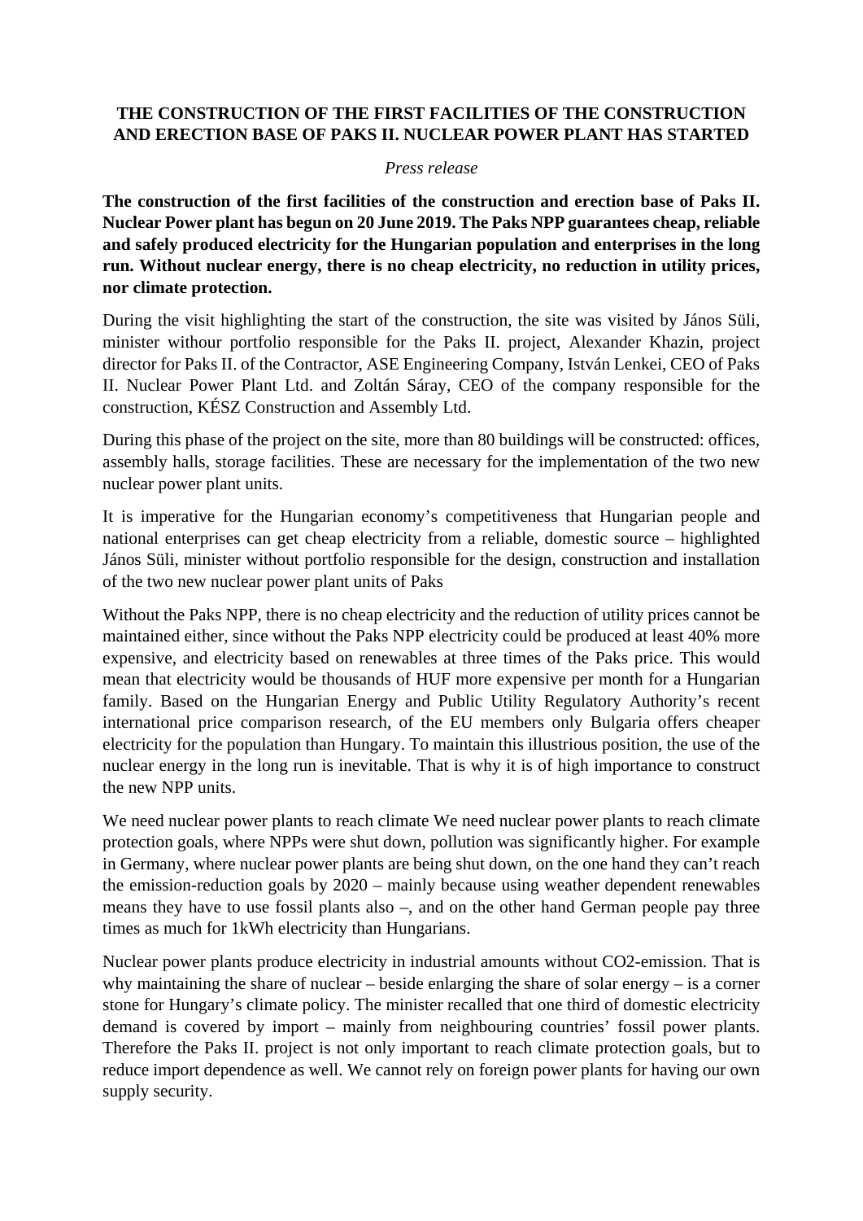# THE CONSTRUCTION OF THE FIRST FACILITIES OF THE CONSTRUCTION AND ERECTION BASE OF PAKS II. NUCLEAR POWER PLANT HAS STARTED

*Press release*

**The construction of the first facilities of the construction and erection base of Paks II. Nuclear Power plant has begun on 20 June 2019. The Paks NPP guarantees cheap, reliable and safely produced electricity for the Hungarian population and enterprises in the long run. Without nuclear energy, there is no cheap electricity, no reduction in utility prices, nor climate protection.**

During the visit highlighting the start of the construction, the site was visited by János Süli, minister withour portfolio responsible for the Paks II. project, Alexander Khazin, project director for Paks II. of the Contractor, ASE Engineering Company, István Lenkei, CEO of Paks II. Nuclear Power Plant Ltd. and Zoltán Sáray, CEO of the company responsible for the construction, KÉSZ Construction and Assembly Ltd.

During this phase of the project on the site, more than 80 buildings will be constructed: offices, assembly halls, storage facilities. These are necessary for the implementation of the two new nuclear power plant units.

It is imperative for the Hungarian economy's competitiveness that Hungarian people and national enterprises can get cheap electricity from a reliable, domestic source – highlighted János Süli, minister without portfolio responsible for the design, construction and installation of the two new nuclear power plant units of Paks

Without the Paks NPP, there is no cheap electricity and the reduction of utility prices cannot be maintained either, since without the Paks NPP electricity could be produced at least 40% more expensive, and electricity based on renewables at three times of the Paks price. This would mean that electricity would be thousands of HUF more expensive per month for a Hungarian family. Based on the Hungarian Energy and Public Utility Regulatory Authority's recent international price comparison research, of the EU members only Bulgaria offers cheaper electricity for the population than Hungary. To maintain this illustrious position, the use of the nuclear energy in the long run is inevitable. That is why it is of high importance to construct the new NPP units.

We need nuclear power plants to reach climate We need nuclear power plants to reach climate protection goals, where NPPs were shut down, pollution was significantly higher. For example in Germany, where nuclear power plants are being shut down, on the one hand they can't reach the emission-reduction goals by 2020 – mainly because using weather dependent renewables means they have to use fossil plants also –, and on the other hand German people pay three times as much for 1kWh electricity than Hungarians.

Nuclear power plants produce electricity in industrial amounts without $CO_2$-emission. That is why maintaining the share of nuclear – beside enlarging the share of solar energy – is a corner stone for Hungary's climate policy. The minister recalled that one third of domestic electricity demand is covered by import – mainly from neighbouring countries' fossil power plants. Therefore the Paks II. project is not only important to reach climate protection goals, but to reduce import dependence as well. We cannot rely on foreign power plants for having our own supply security.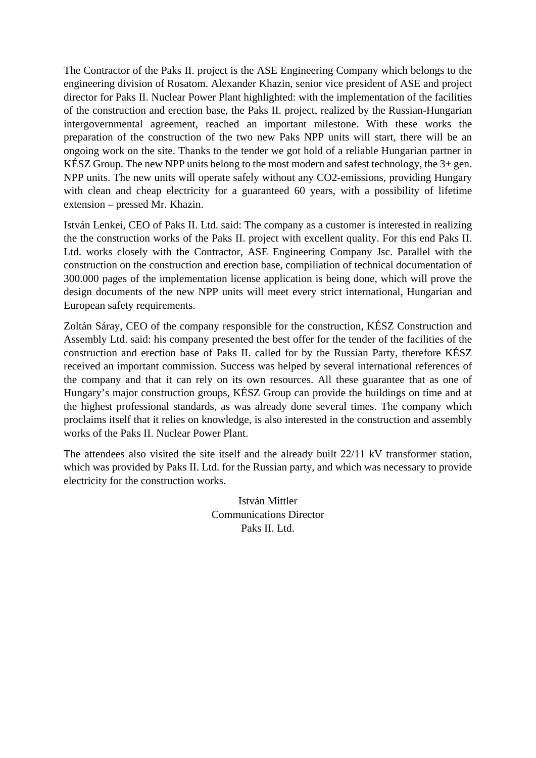The Contractor of the Paks II. project is the ASE Engineering Company which belongs to the engineering division of Rosatom. Alexander Khazin, senior vice president of ASE and project director for Paks II. Nuclear Power Plant highlighted: with the implementation of the facilities of the construction and erection base, the Paks II. project, realized by the Russian-Hungarian intergovernmental agreement, reached an important milestone. With these works the preparation of the construction of the two new Paks NPP units will start, there will be an ongoing work on the site. Thanks to the tender we got hold of a reliable Hungarian partner in KÉSZ Group. The new NPP units belong to the most modern and safest technology, the 3+ gen. NPP units. The new units will operate safely without any $CO_2$-emissions, providing Hungary with clean and cheap electricity for a guaranteed 60 years, with a possibility of lifetime extension – pressed Mr. Khazin.

István Lenkei, CEO of Paks II. Ltd. said: The company as a customer is interested in realizing the the construction works of the Paks II. project with excellent quality. For this end Paks II. Ltd. works closely with the Contractor, ASE Engineering Company Jsc. Parallel with the construction on the construction and erection base, compiliation of technical documentation of 300.000 pages of the implementation license application is being done, which will prove the design documents of the new NPP units will meet every strict international, Hungarian and European safety requirements.

Zoltán Sáray, CEO of the company responsible for the construction, KÉSZ Construction and Assembly Ltd. said: his company presented the best offer for the tender of the facilities of the construction and erection base of Paks II. called for by the Russian Party, therefore KÉSZ received an important commission. Success was helped by several international references of the company and that it can rely on its own resources. All these guarantee that as one of Hungary's major construction groups, KÉSZ Group can provide the buildings on time and at the highest professional standards, as was already done several times. The company which proclaims itself that it relies on knowledge, is also interested in the construction and assembly works of the Paks II. Nuclear Power Plant.

The attendees also visited the site itself and the already built 22/11 kV transformer station, which was provided by Paks II. Ltd. for the Russian party, and which was necessary to provide electricity for the construction works.

István Mittler
Communications Director
Paks II. Ltd.